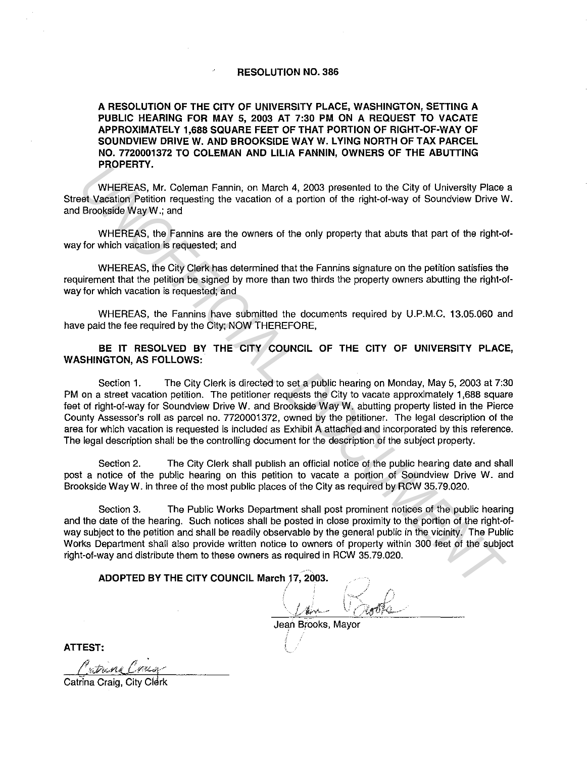# RESOLUTION NO. 386

**A RESOLUTION OF THE CITY OF UNIVERSITY PLACE, WASHINGTON, SETTING A PUBLIC HEARING FOR MAY 5, 2003 AT 7:30 PM ON A REQUEST TO VACATE APPROXIMATELY 1,688 SQUARE FEET OF THAT PORTION OF RIGHT-OF-WAY OF SOUNDVIEW DRIVE W. AND BROOKSIDE WAY W. LYING NORTH OF TAX PARCEL NO. 7720001372 TO COLEMAN AND LILIA FANNIN, OWNERS OF THE ABUTTING PROPERTY.**

WHEREAS, Mr. Coleman Fannin, on March 4, 2003 presented to the City of University Place a Street Vacation Petition requesting the vacation of a portion of the right-of-way of Soundview Drive W. and Brookside Way W.; and

WHEREAS, the Fannins are the owners of the only property that abuts that part of the right-of-way for which vacation is requested; and

WHEREAS, the City Clerk has determined that the Fannins signature on the petition satisfies the requirement that the petition be signed by more than two thirds the property owners abutting the right-of-way for which vacation is requested; and

WHEREAS, the Fannins have submitted the documents required by U.P.M.C. 13.05.060 and have paid the fee required by the City; NOW THEREFORE,

**BE IT RESOLVED BY THE CITY COUNCIL OF THE CITY OF UNIVERSITY PLACE, WASHINGTON, AS FOLLOWS:**

Section 1. The City Clerk is directed to set a public hearing on Monday, May 5, 2003 at 7:30 PM on a street vacation petition. The petitioner requests the City to vacate approximately 1,688 square feet of right-of-way for Soundview Drive W. and Brookside Way W. abutting property listed in the Pierce County Assessor's roll as parcel no. 7720001372, owned by the petitioner. The legal description of the area for which vacation is requested is included as Exhibit A attached and incorporated by this reference. The legal description shall be the controlling document for the description of the subject property.

Section 2. The City Clerk shall publish an official notice of the public hearing date and shall post a notice of the public hearing on this petition to vacate a portion of Soundview Drive W. and Brookside Way W. in three of the most public places of the City as required by RCW 35.79.020.

Section 3. The Public Works Department shall post prominent notices of the public hearing and the date of the hearing. Such notices shall be posted in close proximity to the portion of the right-of-way subject to the petition and shall be readily observable by the general public in the vicinity. The Public Works Department shall also provide written notice to owners of property within 300 feet of the subject right-of-way and distribute them to these owners as required in RCW 35.79.020.

**ADOPTED BY THE CITY COUNCIL March 17, 2003.**

Jean Brooks, Mayor

**ATTEST:**

Catrina Craig, City Clerk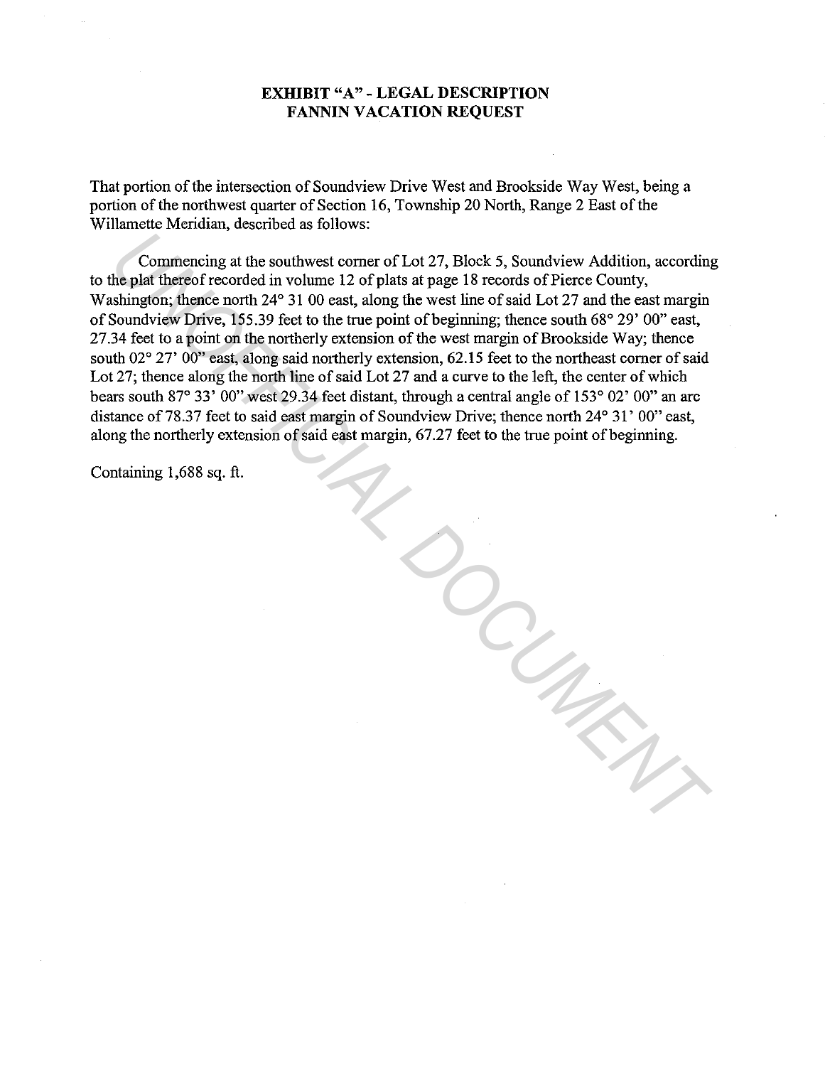**EXHIBIT "A" - LEGAL DESCRIPTION**
**FANNIN VACATION REQUEST**

That portion of the intersection of Soundview Drive West and Brookside Way West, being a portion of the northwest quarter of Section 16, Township 20 North, Range 2 East of the Willamette Meridian, described as follows:

Commencing at the southwest corner of Lot 27, Block 5, Soundview Addition, according to the plat thereof recorded in volume 12 of plats at page 18 records of Pierce County, Washington; thence north 24° 31 00 east, along the west line of said Lot 27 and the east margin of Soundview Drive, 155.39 feet to the true point of beginning; thence south 68° 29' 00" east, 27.34 feet to a point on the northerly extension of the west margin of Brookside Way; thence south 02° 27' 00" east, along said northerly extension, 62.15 feet to the northeast corner of said Lot 27; thence along the north line of said Lot 27 and a curve to the left, the center of which bears south 87° 33' 00" west 29.34 feet distant, through a central angle of 153° 02' 00" an arc distance of 78.37 feet to said east margin of Soundview Drive; thence north 24° 31' 00" east, along the northerly extension of said east margin, 67.27 feet to the true point of beginning.

Containing 1,688 sq. ft.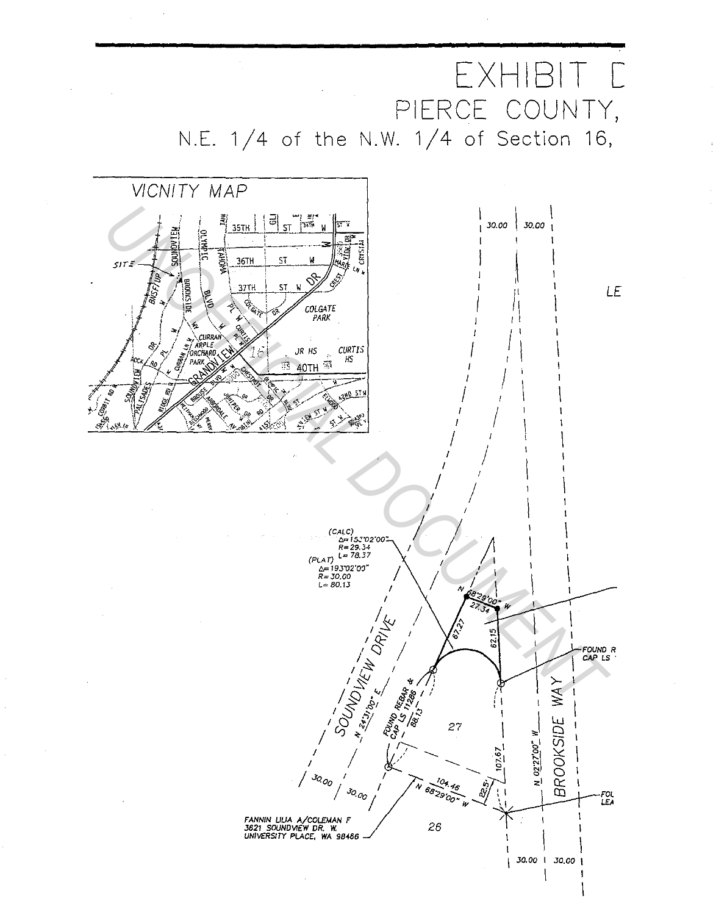# EXHIBIT D

## PIERCE COUNTY,

### N.E. 1/4 of the N.W. 1/4 of Section 16,

VICNITY MAP

SITE

35TH ST W
36TH ST W
37TH ST W
40TH
42ND ST W
SOUNDVIEW
BROOKSIDE
OLYMPIC BLVD
TAHOMA PL W
GRANDVIEW DR
COLGATE DR
COLGATE PARK
CURRAN APPLE ORCHARD PARK
JR HS
CURTIS HS
BNSF/UP
PALISADES
RIDGE RD
ROCK RD
CURRAN LN W
CHESTNUT
CREST
CRYSTAL
MARINE VIEW DR
16

UNOFFICIAL DOCUMENT

30.00 30.00

LE

(CALC)
Δ= 153°02'00"
R= 29.34
L= 78.37

(PLAT)
Δ= 193°02'00"
R= 30.00
L= 80.13

N 68°29'00" W
27.34

67.27

62.15

FOUND R
CAP LS

SOUNDVIEW DRIVE

N 24°31'00" E

FOUND REBAR & CAP LS 11286

88.13

27

107.67

N 02°27'00" W

BROOKSIDE WAY

30.00 30.00

104.46
N 68°29'00" W

22.51

FOU
LEA

FANNIN LILIA A/COLEMAN F
3621 SOUNDVIEW DR. W.
UNIVERSITY PLACE, WA 98466

26

30.00 30.00